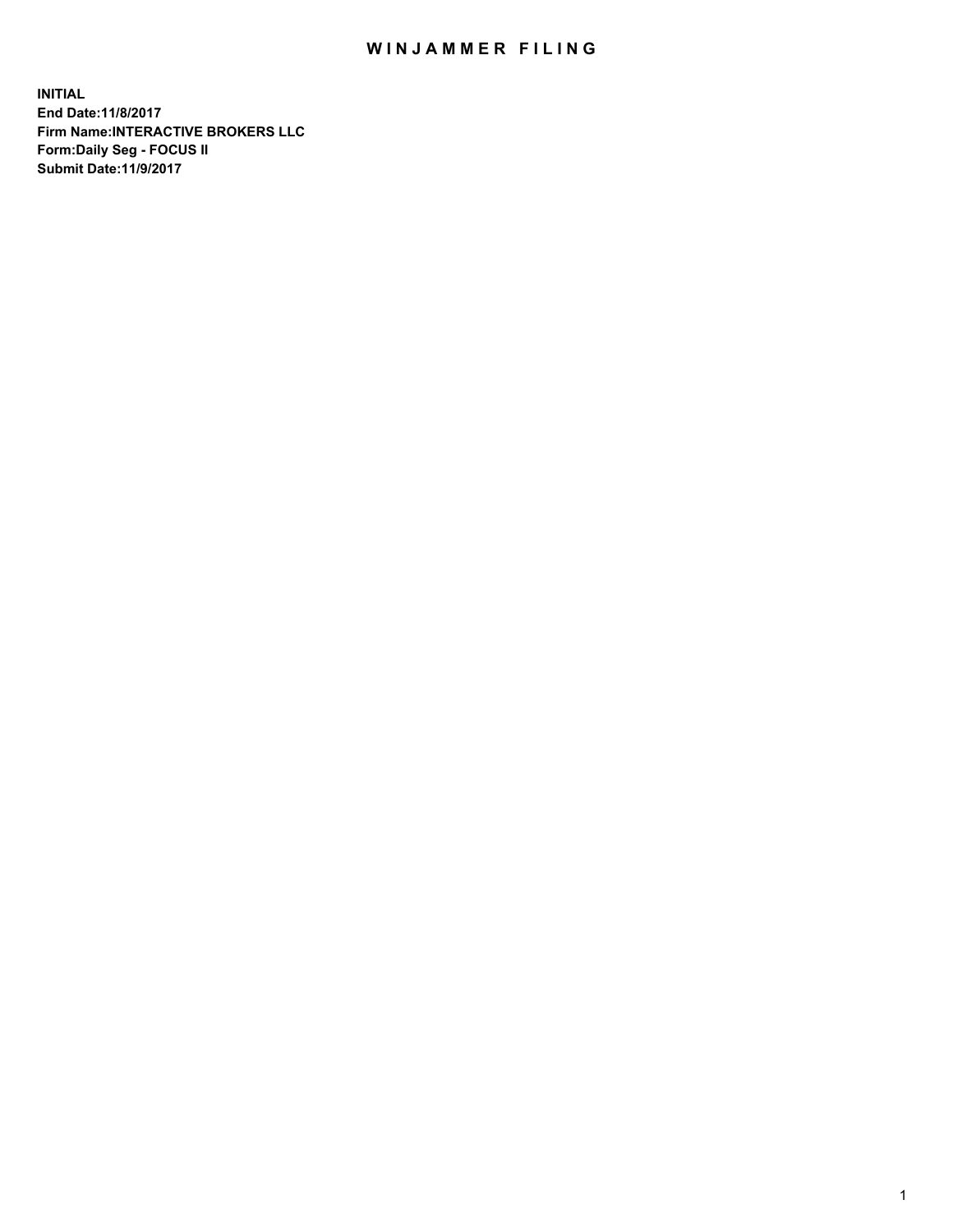# WINJAMMER FILING

**INITIAL**
**End Date:11/8/2017**
**Firm Name:INTERACTIVE BROKERS LLC**
**Form:Daily Seg - FOCUS II**
**Submit Date:11/9/2017**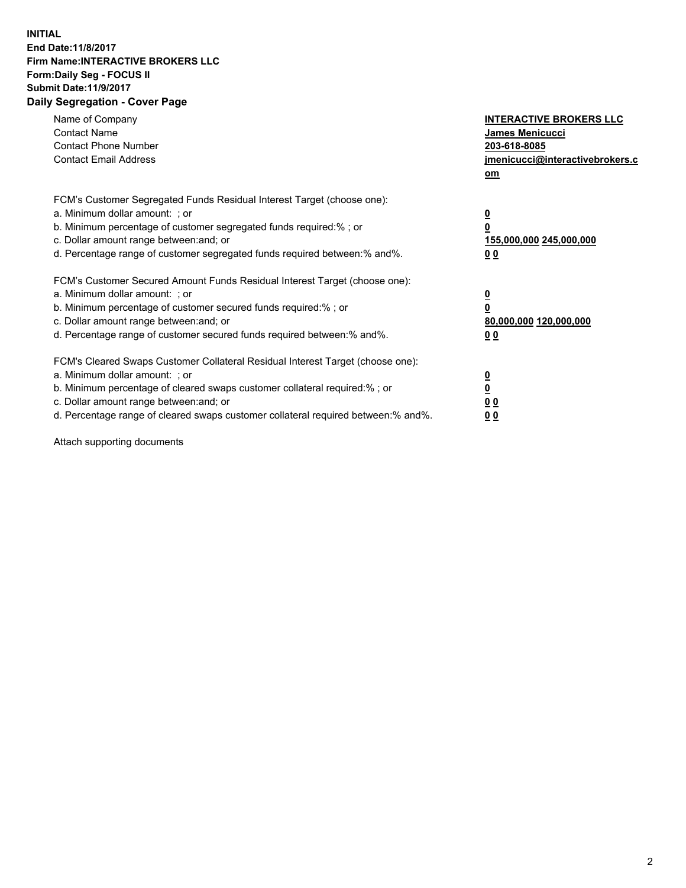**INITIAL**
**End Date:11/8/2017**
**Firm Name:INTERACTIVE BROKERS LLC**
**Form:Daily Seg - FOCUS II**
**Submit Date:11/9/2017**
**Daily Segregation - Cover Page**

| | |
|---|---|
| Name of Company | **INTERACTIVE BROKERS LLC** |
| Contact Name | **James Menicucci** |
| Contact Phone Number | **203-618-8085** |
| Contact Email Address | **jmenicucci@interactivebrokers.com** |

FCM's Customer Segregated Funds Residual Interest Target (choose one):

| | |
|---|---|
| a. Minimum dollar amount: ; or | **0** |
| b. Minimum percentage of customer segregated funds required:% ; or | **0** |
| c. Dollar amount range between:and; or | **155,000,000** **245,000,000** |
| d. Percentage range of customer segregated funds required between:% and%. | **0** **0** |

FCM's Customer Secured Amount Funds Residual Interest Target (choose one):

| | |
|---|---|
| a. Minimum dollar amount: ; or | **0** |
| b. Minimum percentage of customer secured funds required:% ; or | **0** |
| c. Dollar amount range between:and; or | **80,000,000** **120,000,000** |
| d. Percentage range of customer secured funds required between:% and%. | **0** **0** |

FCM's Cleared Swaps Customer Collateral Residual Interest Target (choose one):

| | |
|---|---|
| a. Minimum dollar amount: ; or | **0** |
| b. Minimum percentage of cleared swaps customer collateral required:% ; or | **0** |
| c. Dollar amount range between:and; or | **0** **0** |
| d. Percentage range of cleared swaps customer collateral required between:% and%. | **0** **0** |

Attach supporting documents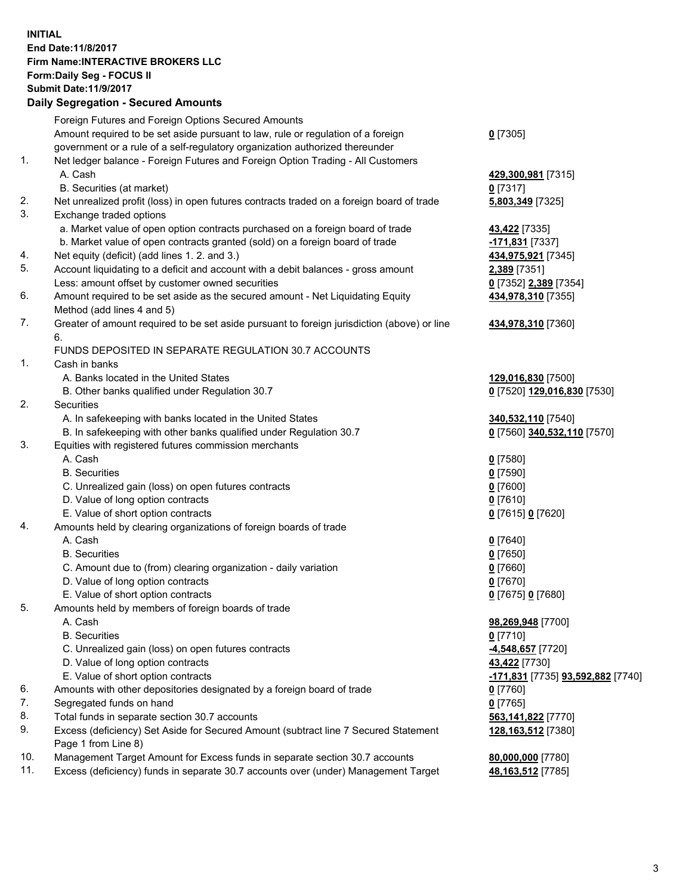**INITIAL**
**End Date:11/8/2017**
**Firm Name:INTERACTIVE BROKERS LLC**
**Form:Daily Seg - FOCUS II**
**Submit Date:11/9/2017**

**Daily Segregation - Secured Amounts**

| | | |
|---|---|---|
| | Foreign Futures and Foreign Options Secured Amounts | |
| | Amount required to be set aside pursuant to law, rule or regulation of a foreign government or a rule of a self-regulatory organization authorized thereunder | **0** [7305] |
| 1. | Net ledger balance - Foreign Futures and Foreign Option Trading - All Customers | |
| | A. Cash | **429,300,981** [7315] |
| | B. Securities (at market) | **0** [7317] |
| 2. | Net unrealized profit (loss) in open futures contracts traded on a foreign board of trade | **5,803,349** [7325] |
| 3. | Exchange traded options | |
| | a. Market value of open option contracts purchased on a foreign board of trade | **43,422** [7335] |
| | b. Market value of open contracts granted (sold) on a foreign board of trade | **-171,831** [7337] |
| 4. | Net equity (deficit) (add lines 1. 2. and 3.) | **434,975,921** [7345] |
| 5. | Account liquidating to a deficit and account with a debit balances - gross amount | **2,389** [7351] |
| | Less: amount offset by customer owned securities | **0** [7352] **2,389** [7354] |
| 6. | Amount required to be set aside as the secured amount - Net Liquidating Equity Method (add lines 4 and 5) | **434,978,310** [7355] |
| 7. | Greater of amount required to be set aside pursuant to foreign jurisdiction (above) or line 6. | **434,978,310** [7360] |
| | FUNDS DEPOSITED IN SEPARATE REGULATION 30.7 ACCOUNTS | |
| 1. | Cash in banks | |
| | A. Banks located in the United States | **129,016,830** [7500] |
| | B. Other banks qualified under Regulation 30.7 | **0** [7520] **129,016,830** [7530] |
| 2. | Securities | |
| | A. In safekeeping with banks located in the United States | **340,532,110** [7540] |
| | B. In safekeeping with other banks qualified under Regulation 30.7 | **0** [7560] **340,532,110** [7570] |
| 3. | Equities with registered futures commission merchants | |
| | A. Cash | **0** [7580] |
| | B. Securities | **0** [7590] |
| | C. Unrealized gain (loss) on open futures contracts | **0** [7600] |
| | D. Value of long option contracts | **0** [7610] |
| | E. Value of short option contracts | **0** [7615] **0** [7620] |
| 4. | Amounts held by clearing organizations of foreign boards of trade | |
| | A. Cash | **0** [7640] |
| | B. Securities | **0** [7650] |
| | C. Amount due to (from) clearing organization - daily variation | **0** [7660] |
| | D. Value of long option contracts | **0** [7670] |
| | E. Value of short option contracts | **0** [7675] **0** [7680] |
| 5. | Amounts held by members of foreign boards of trade | |
| | A. Cash | **98,269,948** [7700] |
| | B. Securities | **0** [7710] |
| | C. Unrealized gain (loss) on open futures contracts | **-4,548,657** [7720] |
| | D. Value of long option contracts | **43,422** [7730] |
| | E. Value of short option contracts | **-171,831** [7735] **93,592,882** [7740] |
| 6. | Amounts with other depositories designated by a foreign board of trade | **0** [7760] |
| 7. | Segregated funds on hand | **0** [7765] |
| 8. | Total funds in separate section 30.7 accounts | **563,141,822** [7770] |
| 9. | Excess (deficiency) Set Aside for Secured Amount (subtract line 7 Secured Statement Page 1 from Line 8) | **128,163,512** [7380] |
| 10. | Management Target Amount for Excess funds in separate section 30.7 accounts | **80,000,000** [7780] |
| 11. | Excess (deficiency) funds in separate 30.7 accounts over (under) Management Target | **48,163,512** [7785] |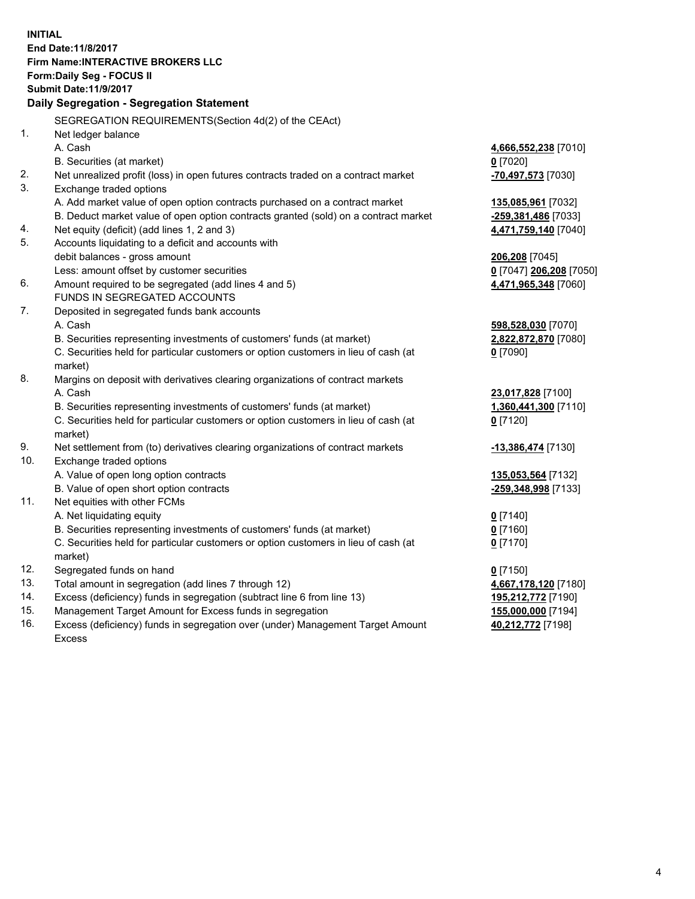**INITIAL**
**End Date:11/8/2017**
**Firm Name:INTERACTIVE BROKERS LLC**
**Form:Daily Seg - FOCUS II**
**Submit Date:11/9/2017**

## Daily Segregation - Segregation Statement

SEGREGATION REQUIREMENTS(Section 4d(2) of the CEAct)

| | | |
|---|---|---|
| 1. | Net ledger balance | |
| | A. Cash | **4,666,552,238** [7010] |
| | B. Securities (at market) | **0** [7020] |
| 2. | Net unrealized profit (loss) in open futures contracts traded on a contract market | **-70,497,573** [7030] |
| 3. | Exchange traded options | |
| | A. Add market value of open option contracts purchased on a contract market | **135,085,961** [7032] |
| | B. Deduct market value of open option contracts granted (sold) on a contract market | **-259,381,486** [7033] |
| 4. | Net equity (deficit) (add lines 1, 2 and 3) | **4,471,759,140** [7040] |
| 5. | Accounts liquidating to a deficit and accounts with | |
| | debit balances - gross amount | **206,208** [7045] |
| | Less: amount offset by customer securities | **0** [7047] **206,208** [7050] |
| 6. | Amount required to be segregated (add lines 4 and 5) | **4,471,965,348** [7060] |
| | FUNDS IN SEGREGATED ACCOUNTS | |
| 7. | Deposited in segregated funds bank accounts | |
| | A. Cash | **598,528,030** [7070] |
| | B. Securities representing investments of customers' funds (at market) | **2,822,872,870** [7080] |
| | C. Securities held for particular customers or option customers in lieu of cash (at market) | **0** [7090] |
| 8. | Margins on deposit with derivatives clearing organizations of contract markets | |
| | A. Cash | **23,017,828** [7100] |
| | B. Securities representing investments of customers' funds (at market) | **1,360,441,300** [7110] |
| | C. Securities held for particular customers or option customers in lieu of cash (at market) | **0** [7120] |
| 9. | Net settlement from (to) derivatives clearing organizations of contract markets | **-13,386,474** [7130] |
| 10. | Exchange traded options | |
| | A. Value of open long option contracts | **135,053,564** [7132] |
| | B. Value of open short option contracts | **-259,348,998** [7133] |
| 11. | Net equities with other FCMs | |
| | A. Net liquidating equity | **0** [7140] |
| | B. Securities representing investments of customers' funds (at market) | **0** [7160] |
| | C. Securities held for particular customers or option customers in lieu of cash (at market) | **0** [7170] |
| 12. | Segregated funds on hand | **0** [7150] |
| 13. | Total amount in segregation (add lines 7 through 12) | **4,667,178,120** [7180] |
| 14. | Excess (deficiency) funds in segregation (subtract line 6 from line 13) | **195,212,772** [7190] |
| 15. | Management Target Amount for Excess funds in segregation | **155,000,000** [7194] |
| 16. | Excess (deficiency) funds in segregation over (under) Management Target Amount Excess | **40,212,772** [7198] |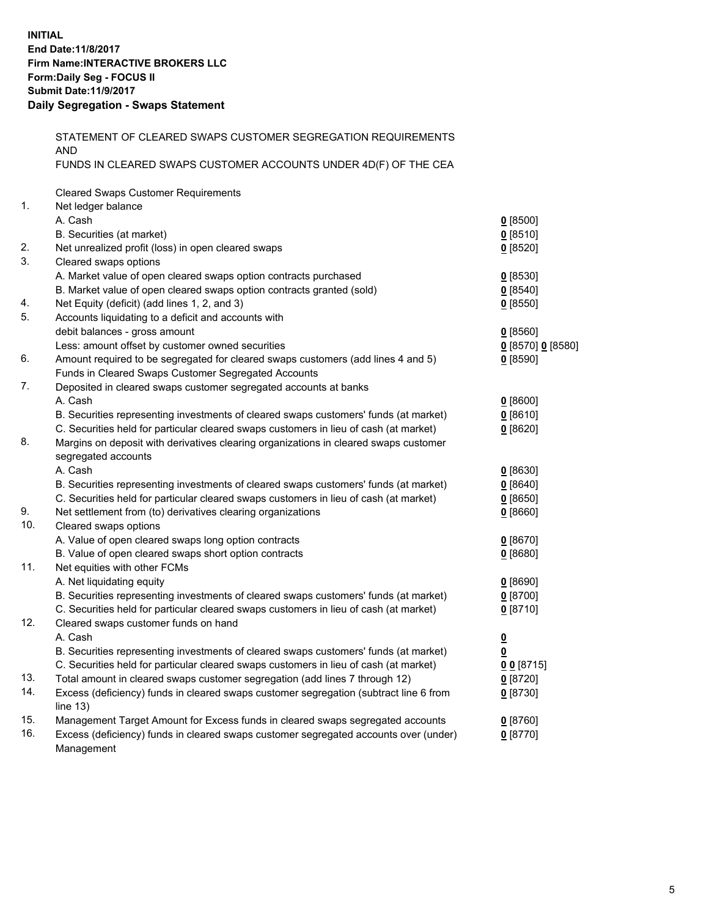**INITIAL**
**End Date:11/8/2017**
**Firm Name:INTERACTIVE BROKERS LLC**
**Form:Daily Seg - FOCUS II**
**Submit Date:11/9/2017**
**Daily Segregation - Swaps Statement**

STATEMENT OF CLEARED SWAPS CUSTOMER SEGREGATION REQUIREMENTS AND FUNDS IN CLEARED SWAPS CUSTOMER ACCOUNTS UNDER 4D(F) OF THE CEA

| | | |
|---|---|---|
| | Cleared Swaps Customer Requirements | |
| 1. | Net ledger balance | |
| | A. Cash | 0 [8500] |
| | B. Securities (at market) | 0 [8510] |
| 2. | Net unrealized profit (loss) in open cleared swaps | 0 [8520] |
| 3. | Cleared swaps options | |
| | A. Market value of open cleared swaps option contracts purchased | 0 [8530] |
| | B. Market value of open cleared swaps option contracts granted (sold) | 0 [8540] |
| 4. | Net Equity (deficit) (add lines 1, 2, and 3) | 0 [8550] |
| 5. | Accounts liquidating to a deficit and accounts with debit balances - gross amount | 0 [8560] |
| | Less: amount offset by customer owned securities | 0 [8570] 0 [8580] |
| 6. | Amount required to be segregated for cleared swaps customers (add lines 4 and 5) | 0 [8590] |
| | Funds in Cleared Swaps Customer Segregated Accounts | |
| 7. | Deposited in cleared swaps customer segregated accounts at banks | |
| | A. Cash | 0 [8600] |
| | B. Securities representing investments of cleared swaps customers' funds (at market) | 0 [8610] |
| | C. Securities held for particular cleared swaps customers in lieu of cash (at market) | 0 [8620] |
| 8. | Margins on deposit with derivatives clearing organizations in cleared swaps customer segregated accounts | |
| | A. Cash | 0 [8630] |
| | B. Securities representing investments of cleared swaps customers' funds (at market) | 0 [8640] |
| | C. Securities held for particular cleared swaps customers in lieu of cash (at market) | 0 [8650] |
| 9. | Net settlement from (to) derivatives clearing organizations | 0 [8660] |
| 10. | Cleared swaps options | |
| | A. Value of open cleared swaps long option contracts | 0 [8670] |
| | B. Value of open cleared swaps short option contracts | 0 [8680] |
| 11. | Net equities with other FCMs | |
| | A. Net liquidating equity | 0 [8690] |
| | B. Securities representing investments of cleared swaps customers' funds (at market) | 0 [8700] |
| | C. Securities held for particular cleared swaps customers in lieu of cash (at market) | 0 [8710] |
| 12. | Cleared swaps customer funds on hand | |
| | A. Cash | 0 |
| | B. Securities representing investments of cleared swaps customers' funds (at market) | 0 |
| | C. Securities held for particular cleared swaps customers in lieu of cash (at market) | 0 0 [8715] |
| 13. | Total amount in cleared swaps customer segregation (add lines 7 through 12) | 0 [8720] |
| 14. | Excess (deficiency) funds in cleared swaps customer segregation (subtract line 6 from line 13) | 0 [8730] |
| 15. | Management Target Amount for Excess funds in cleared swaps segregated accounts | 0 [8760] |
| 16. | Excess (deficiency) funds in cleared swaps customer segregated accounts over (under) Management | 0 [8770] |